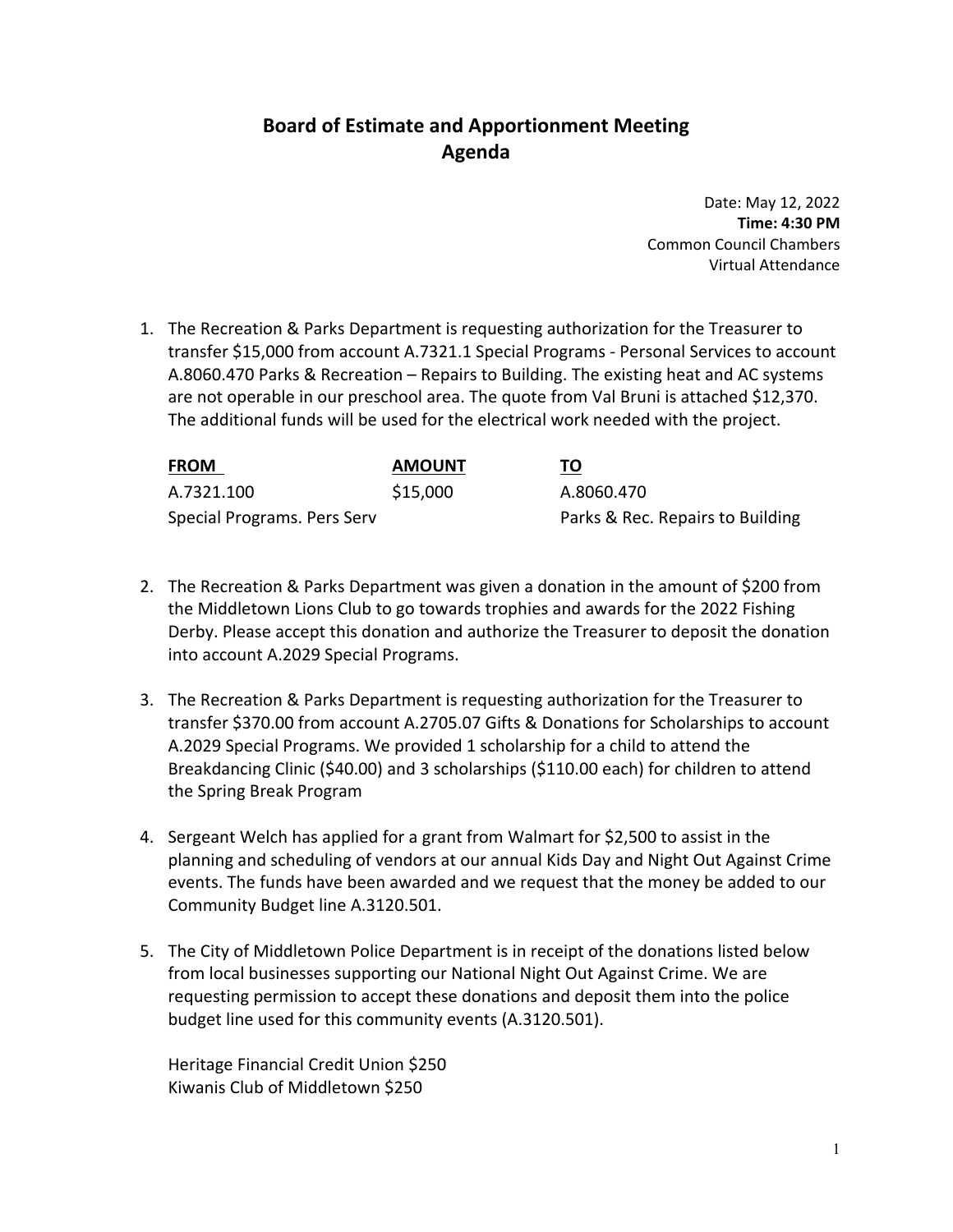# Board of Estimate and Apportionment Meeting
# Agenda

Date: May 12, 2022
**Time: 4:30 PM**
Common Council Chambers
Virtual Attendance

1. The Recreation & Parks Department is requesting authorization for the Treasurer to transfer $15,000 from account A.7321.1 Special Programs - Personal Services to account A.8060.470 Parks & Recreation – Repairs to Building. The existing heat and AC systems are not operable in our preschool area. The quote from Val Bruni is attached $12,370. The additional funds will be used for the electrical work needed with the project.

| FROM | AMOUNT | TO |
| --- | --- | --- |
| A.7321.100 | $15,000 | A.8060.470 |
| Special Programs. Pers Serv | | Parks & Rec. Repairs to Building |

2. The Recreation & Parks Department was given a donation in the amount of $200 from the Middletown Lions Club to go towards trophies and awards for the 2022 Fishing Derby. Please accept this donation and authorize the Treasurer to deposit the donation into account A.2029 Special Programs.

3. The Recreation & Parks Department is requesting authorization for the Treasurer to transfer $370.00 from account A.2705.07 Gifts & Donations for Scholarships to account A.2029 Special Programs. We provided 1 scholarship for a child to attend the Breakdancing Clinic ($40.00) and 3 scholarships ($110.00 each) for children to attend the Spring Break Program

4. Sergeant Welch has applied for a grant from Walmart for $2,500 to assist in the planning and scheduling of vendors at our annual Kids Day and Night Out Against Crime events. The funds have been awarded and we request that the money be added to our Community Budget line A.3120.501.

5. The City of Middletown Police Department is in receipt of the donations listed below from local businesses supporting our National Night Out Against Crime. We are requesting permission to accept these donations and deposit them into the police budget line used for this community events (A.3120.501).

   Heritage Financial Credit Union $250
   Kiwanis Club of Middletown $250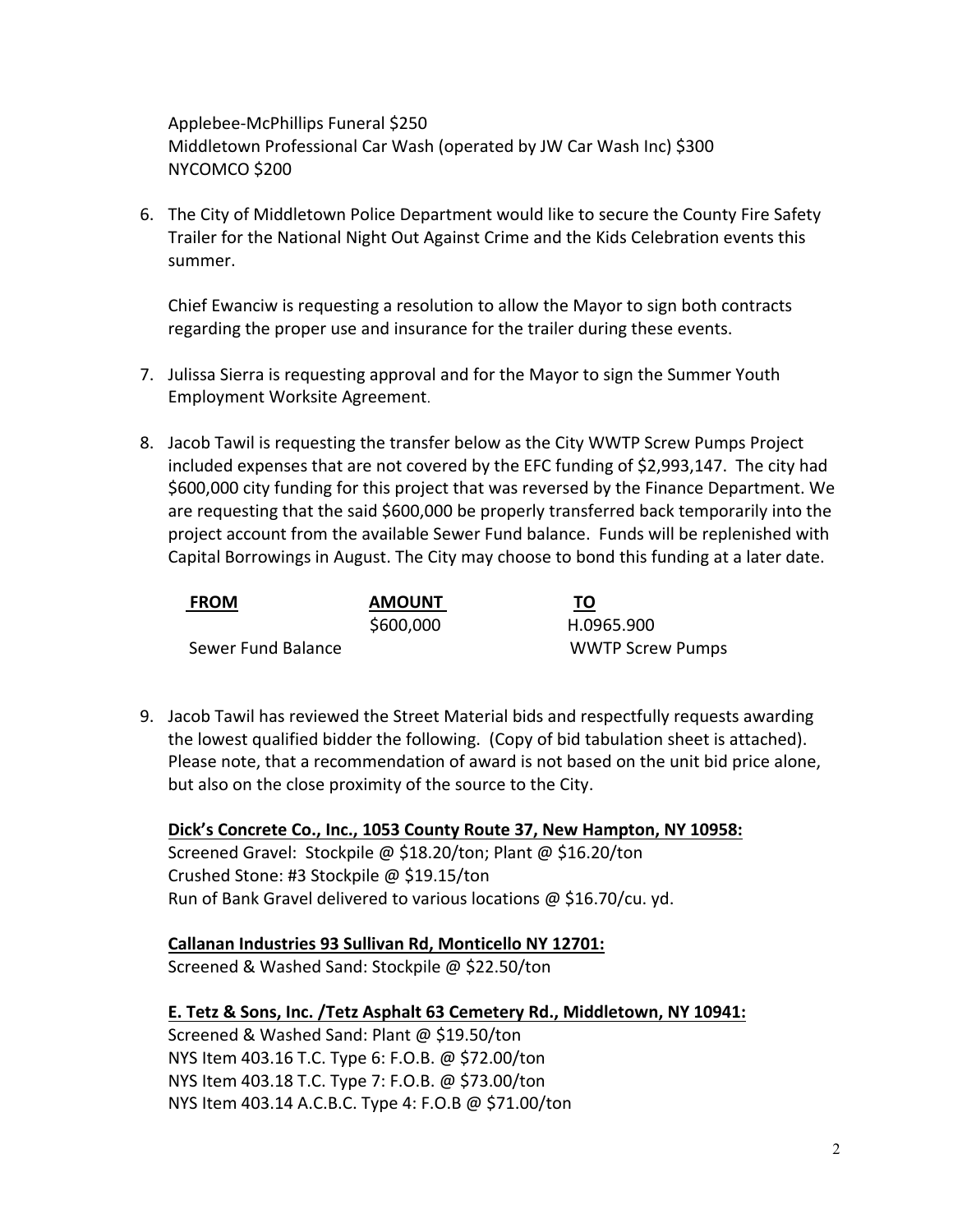Applebee-McPhillips Funeral $250
Middletown Professional Car Wash (operated by JW Car Wash Inc) $300
NYCOMCO $200

6. The City of Middletown Police Department would like to secure the County Fire Safety Trailer for the National Night Out Against Crime and the Kids Celebration events this summer.

   Chief Ewanciw is requesting a resolution to allow the Mayor to sign both contracts regarding the proper use and insurance for the trailer during these events.

7. Julissa Sierra is requesting approval and for the Mayor to sign the Summer Youth Employment Worksite Agreement.

8. Jacob Tawil is requesting the transfer below as the City WWTP Screw Pumps Project included expenses that are not covered by the EFC funding of $2,993,147. The city had $600,000 city funding for this project that was reversed by the Finance Department. We are requesting that the said $600,000 be properly transferred back temporarily into the project account from the available Sewer Fund balance. Funds will be replenished with Capital Borrowings in August. The City may choose to bond this funding at a later date.

| FROM | AMOUNT | TO |
|---|---|---|
| | $600,000 | H.0965.900 |
| Sewer Fund Balance | | WWTP Screw Pumps |

9. Jacob Tawil has reviewed the Street Material bids and respectfully requests awarding the lowest qualified bidder the following. (Copy of bid tabulation sheet is attached). Please note, that a recommendation of award is not based on the unit bid price alone, but also on the close proximity of the source to the City.

   **Dick's Concrete Co., Inc., 1053 County Route 37, New Hampton, NY 10958:**
   Screened Gravel: Stockpile @ $18.20/ton; Plant @ $16.20/ton
   Crushed Stone: #3 Stockpile @ $19.15/ton
   Run of Bank Gravel delivered to various locations @ $16.70/cu. yd.

   **Callanan Industries 93 Sullivan Rd, Monticello NY 12701:**
   Screened & Washed Sand: Stockpile @ $22.50/ton

   **E. Tetz & Sons, Inc. /Tetz Asphalt 63 Cemetery Rd., Middletown, NY 10941:**
   Screened & Washed Sand: Plant @ $19.50/ton
   NYS Item 403.16 T.C. Type 6: F.O.B. @ $72.00/ton
   NYS Item 403.18 T.C. Type 7: F.O.B. @ $73.00/ton
   NYS Item 403.14 A.C.B.C. Type 4: F.O.B @ $71.00/ton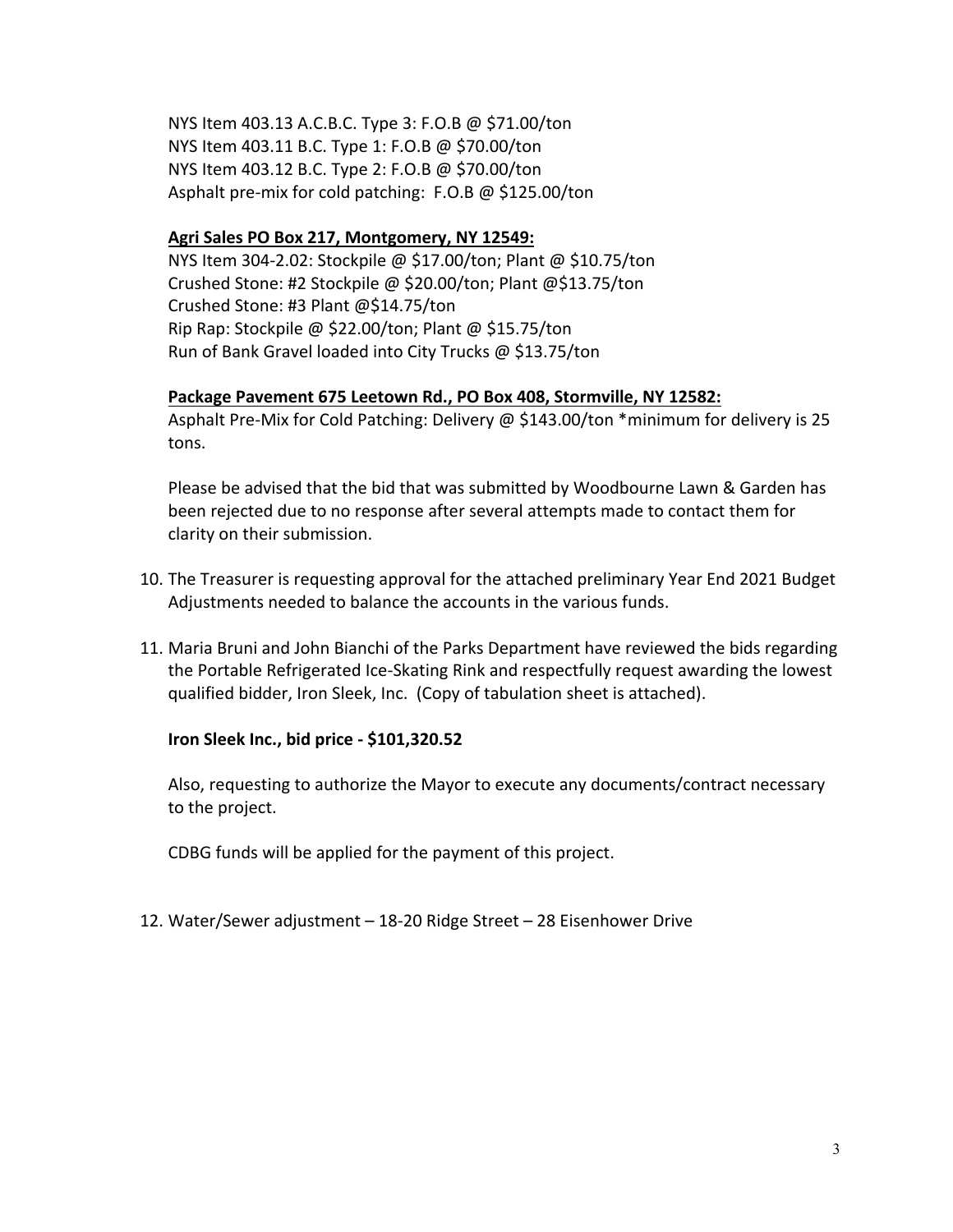NYS Item 403.13 A.C.B.C. Type 3: F.O.B @ $71.00/ton
NYS Item 403.11 B.C. Type 1: F.O.B @ $70.00/ton
NYS Item 403.12 B.C. Type 2: F.O.B @ $70.00/ton
Asphalt pre-mix for cold patching: F.O.B @ $125.00/ton

<u>**Agri Sales PO Box 217, Montgomery, NY 12549:**</u>
NYS Item 304-2.02: Stockpile @ $17.00/ton; Plant @ $10.75/ton
Crushed Stone: #2 Stockpile @ $20.00/ton; Plant @$13.75/ton
Crushed Stone: #3 Plant @$14.75/ton
Rip Rap: Stockpile @ $22.00/ton; Plant @ $15.75/ton
Run of Bank Gravel loaded into City Trucks @ $13.75/ton

<u>**Package Pavement 675 Leetown Rd., PO Box 408, Stormville, NY 12582:**</u>
Asphalt Pre-Mix for Cold Patching: Delivery @ $143.00/ton *minimum for delivery is 25 tons.

Please be advised that the bid that was submitted by Woodbourne Lawn & Garden has been rejected due to no response after several attempts made to contact them for clarity on their submission.

10. The Treasurer is requesting approval for the attached preliminary Year End 2021 Budget Adjustments needed to balance the accounts in the various funds.

11. Maria Bruni and John Bianchi of the Parks Department have reviewed the bids regarding the Portable Refrigerated Ice-Skating Rink and respectfully request awarding the lowest qualified bidder, Iron Sleek, Inc. (Copy of tabulation sheet is attached).

    **Iron Sleek Inc., bid price - $101,320.52**

    Also, requesting to authorize the Mayor to execute any documents/contract necessary to the project.

    CDBG funds will be applied for the payment of this project.

12. Water/Sewer adjustment – 18-20 Ridge Street – 28 Eisenhower Drive